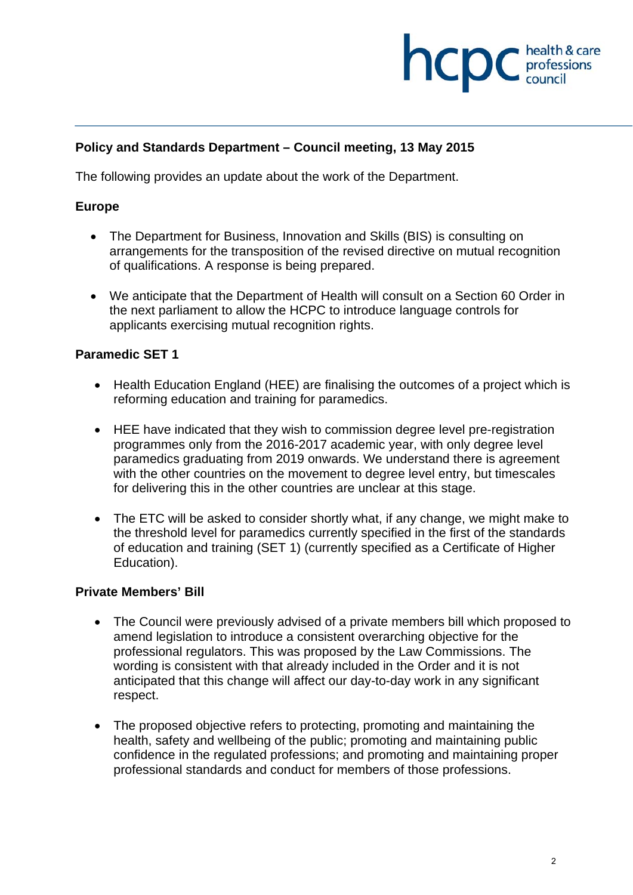## Policy and Standards Department – Council meeting, 13 May 2015

The following provides an update about the work of the Department.

### Europe

- The Department for Business, Innovation and Skills (BIS) is consulting on arrangements for the transposition of the revised directive on mutual recognition of qualifications. A response is being prepared.

- We anticipate that the Department of Health will consult on a Section 60 Order in the next parliament to allow the HCPC to introduce language controls for applicants exercising mutual recognition rights.

### Paramedic SET 1

- Health Education England (HEE) are finalising the outcomes of a project which is reforming education and training for paramedics.

- HEE have indicated that they wish to commission degree level pre-registration programmes only from the 2016-2017 academic year, with only degree level paramedics graduating from 2019 onwards. We understand there is agreement with the other countries on the movement to degree level entry, but timescales for delivering this in the other countries are unclear at this stage.

- The ETC will be asked to consider shortly what, if any change, we might make to the threshold level for paramedics currently specified in the first of the standards of education and training (SET 1) (currently specified as a Certificate of Higher Education).

### Private Members' Bill

- The Council were previously advised of a private members bill which proposed to amend legislation to introduce a consistent overarching objective for the professional regulators. This was proposed by the Law Commissions. The wording is consistent with that already included in the Order and it is not anticipated that this change will affect our day-to-day work in any significant respect.

- The proposed objective refers to protecting, promoting and maintaining the health, safety and wellbeing of the public; promoting and maintaining public confidence in the regulated professions; and promoting and maintaining proper professional standards and conduct for members of those professions.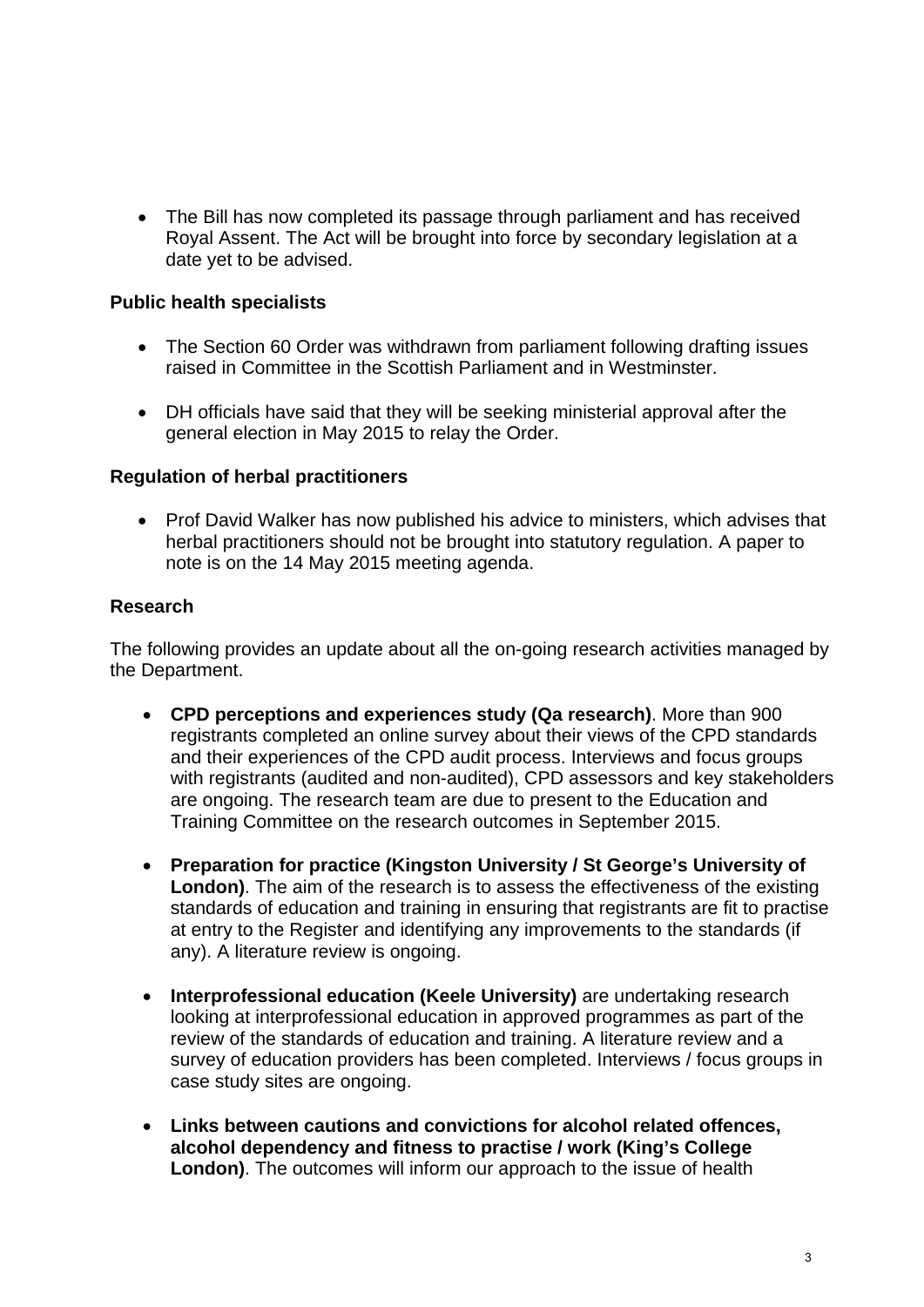- The Bill has now completed its passage through parliament and has received Royal Assent. The Act will be brought into force by secondary legislation at a date yet to be advised.

**Public health specialists**

- The Section 60 Order was withdrawn from parliament following drafting issues raised in Committee in the Scottish Parliament and in Westminster.

- DH officials have said that they will be seeking ministerial approval after the general election in May 2015 to relay the Order.

**Regulation of herbal practitioners**

- Prof David Walker has now published his advice to ministers, which advises that herbal practitioners should not be brought into statutory regulation. A paper to note is on the 14 May 2015 meeting agenda.

**Research**

The following provides an update about all the on-going research activities managed by the Department.

- **CPD perceptions and experiences study (Qa research)**. More than 900 registrants completed an online survey about their views of the CPD standards and their experiences of the CPD audit process. Interviews and focus groups with registrants (audited and non-audited), CPD assessors and key stakeholders are ongoing. The research team are due to present to the Education and Training Committee on the research outcomes in September 2015.

- **Preparation for practice (Kingston University / St George's University of London)**. The aim of the research is to assess the effectiveness of the existing standards of education and training in ensuring that registrants are fit to practise at entry to the Register and identifying any improvements to the standards (if any). A literature review is ongoing.

- **Interprofessional education (Keele University)** are undertaking research looking at interprofessional education in approved programmes as part of the review of the standards of education and training. A literature review and a survey of education providers has been completed. Interviews / focus groups in case study sites are ongoing.

- **Links between cautions and convictions for alcohol related offences, alcohol dependency and fitness to practise / work (King's College London)**. The outcomes will inform our approach to the issue of health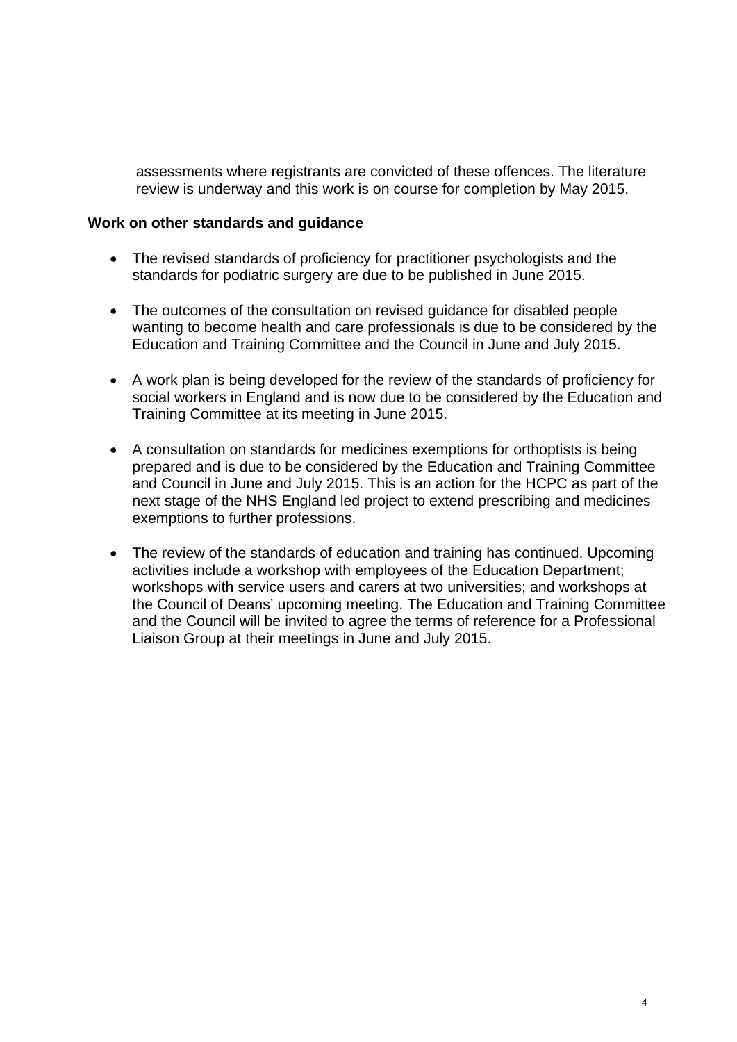assessments where registrants are convicted of these offences. The literature review is underway and this work is on course for completion by May 2015.

**Work on other standards and guidance**

- The revised standards of proficiency for practitioner psychologists and the standards for podiatric surgery are due to be published in June 2015.

- The outcomes of the consultation on revised guidance for disabled people wanting to become health and care professionals is due to be considered by the Education and Training Committee and the Council in June and July 2015.

- A work plan is being developed for the review of the standards of proficiency for social workers in England and is now due to be considered by the Education and Training Committee at its meeting in June 2015.

- A consultation on standards for medicines exemptions for orthoptists is being prepared and is due to be considered by the Education and Training Committee and Council in June and July 2015. This is an action for the HCPC as part of the next stage of the NHS England led project to extend prescribing and medicines exemptions to further professions.

- The review of the standards of education and training has continued. Upcoming activities include a workshop with employees of the Education Department; workshops with service users and carers at two universities; and workshops at the Council of Deans' upcoming meeting. The Education and Training Committee and the Council will be invited to agree the terms of reference for a Professional Liaison Group at their meetings in June and July 2015.